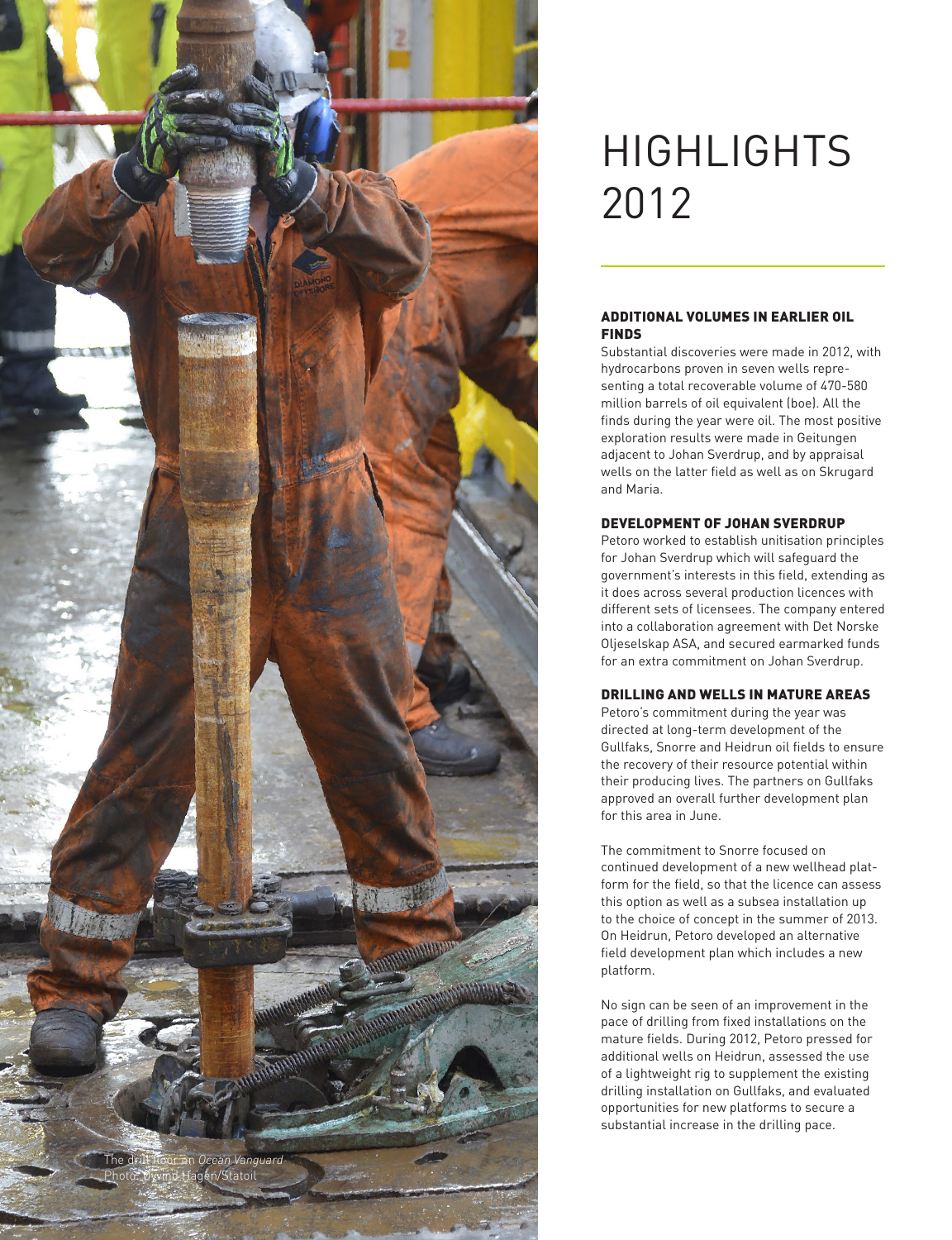The drill floor on *Ocean Vanguard*
Photo: Øyvind Hagen/Statoil

# HIGHLIGHTS 2012

### ADDITIONAL VOLUMES IN EARLIER OIL FINDS

Substantial discoveries were made in 2012, with hydrocarbons proven in seven wells representing a total recoverable volume of 470-580 million barrels of oil equivalent (boe). All the finds during the year were oil. The most positive exploration results were made in Geitungen adjacent to Johan Sverdrup, and by appraisal wells on the latter field as well as on Skrugard and Maria.

### DEVELOPMENT OF JOHAN SVERDRUP

Petoro worked to establish unitisation principles for Johan Sverdrup which will safeguard the government's interests in this field, extending as it does across several production licences with different sets of licensees. The company entered into a collaboration agreement with Det Norske Oljeselskap ASA, and secured earmarked funds for an extra commitment on Johan Sverdrup.

### DRILLING AND WELLS IN MATURE AREAS

Petoro's commitment during the year was directed at long-term development of the Gullfaks, Snorre and Heidrun oil fields to ensure the recovery of their resource potential within their producing lives. The partners on Gullfaks approved an overall further development plan for this area in June.

The commitment to Snorre focused on continued development of a new wellhead platform for the field, so that the licence can assess this option as well as a subsea installation up to the choice of concept in the summer of 2013. On Heidrun, Petoro developed an alternative field development plan which includes a new platform.

No sign can be seen of an improvement in the pace of drilling from fixed installations on the mature fields. During 2012, Petoro pressed for additional wells on Heidrun, assessed the use of a lightweight rig to supplement the existing drilling installation on Gullfaks, and evaluated opportunities for new platforms to secure a substantial increase in the drilling pace.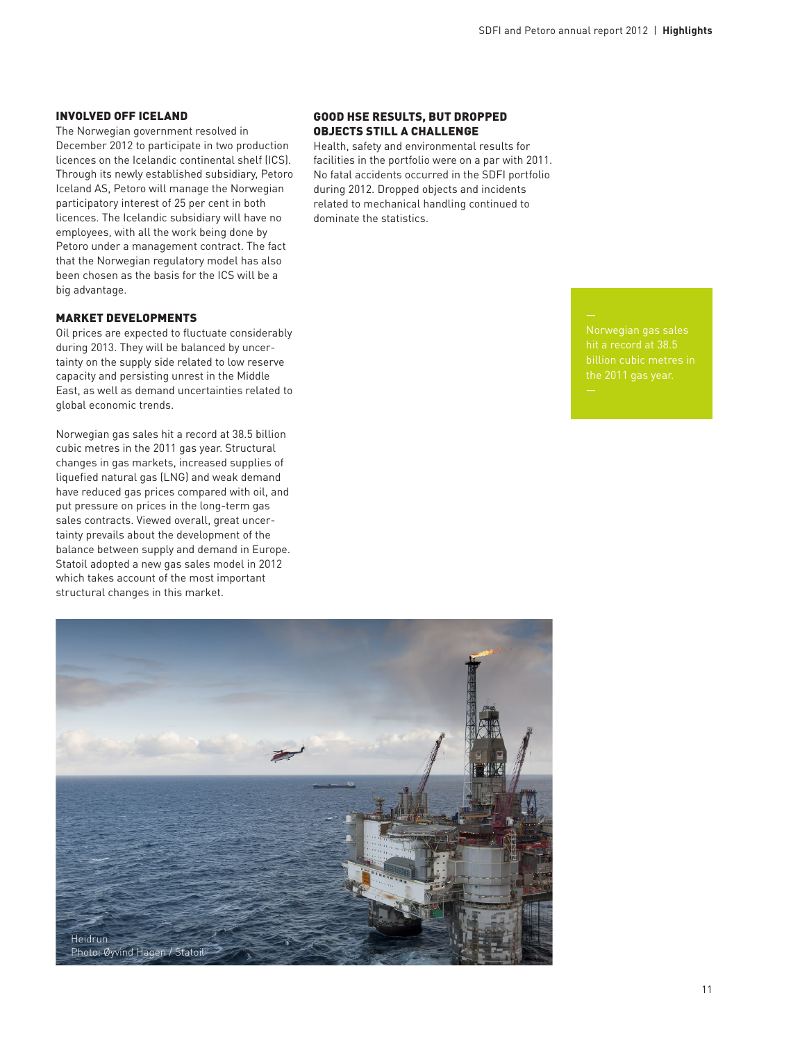### INVOLVED OFF ICELAND

The Norwegian government resolved in December 2012 to participate in two production licences on the Icelandic continental shelf (ICS). Through its newly established subsidiary, Petoro Iceland AS, Petoro will manage the Norwegian participatory interest of 25 per cent in both licences. The Icelandic subsidiary will have no employees, with all the work being done by Petoro under a management contract. The fact that the Norwegian regulatory model has also been chosen as the basis for the ICS will be a big advantage.

### MARKET DEVELOPMENTS

Oil prices are expected to fluctuate considerably during 2013. They will be balanced by uncertainty on the supply side related to low reserve capacity and persisting unrest in the Middle East, as well as demand uncertainties related to global economic trends.

Norwegian gas sales hit a record at 38.5 billion cubic metres in the 2011 gas year. Structural changes in gas markets, increased supplies of liquefied natural gas (LNG) and weak demand have reduced gas prices compared with oil, and put pressure on prices in the long-term gas sales contracts. Viewed overall, great uncertainty prevails about the development of the balance between supply and demand in Europe. Statoil adopted a new gas sales model in 2012 which takes account of the most important structural changes in this market.

### GOOD HSE RESULTS, BUT DROPPED OBJECTS STILL A CHALLENGE

Health, safety and environmental results for facilities in the portfolio were on a par with 2011. No fatal accidents occurred in the SDFI portfolio during 2012. Dropped objects and incidents related to mechanical handling continued to dominate the statistics.

—
Norwegian gas sales hit a record at 38.5 billion cubic metres in the 2011 gas year.
—

Heidrun
Photo: Øyvind Hagen / Statoil